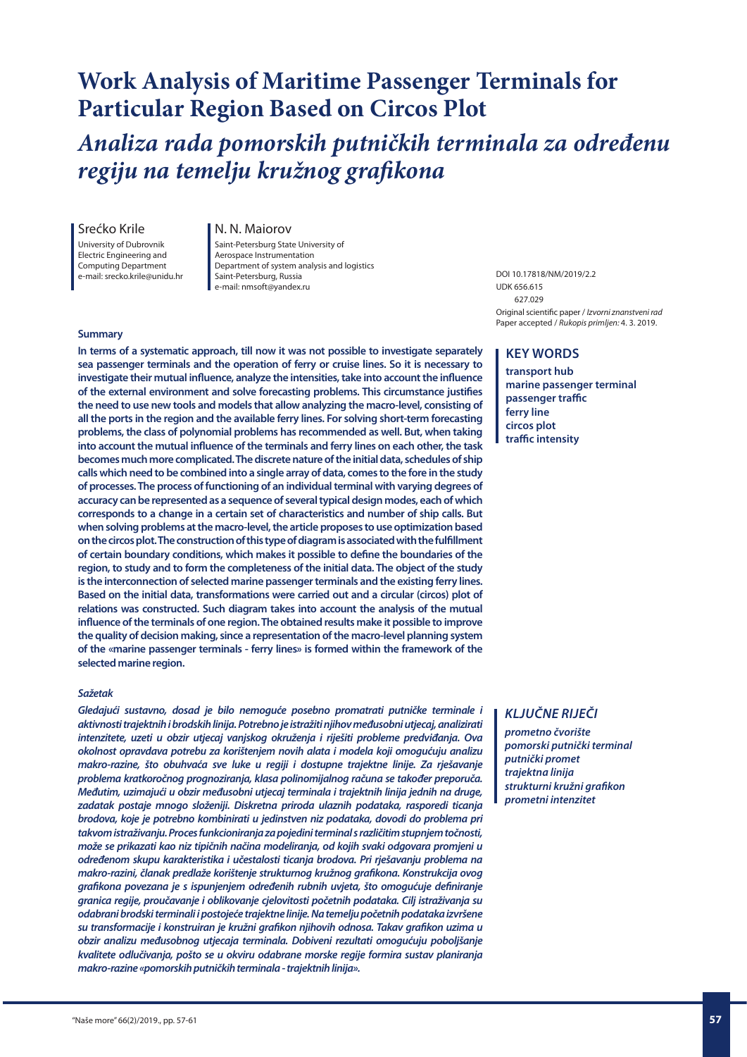# Work Analysis of Maritime Passenger Terminals for Particular Region Based on Circos Plot

# *Analiza rada pomorskih putničkih terminala za određenu regiju na temelju kružnog grafikona*

**Srećko Krile**
University of Dubrovnik
Electric Engineering and Computing Department
e-mail: srecko.krile@unidu.hr

**N. N. Maiorov**
Saint-Petersburg State University of Aerospace Instrumentation
Department of system analysis and logistics
Saint-Petersburg, Russia
e-mail: nmsoft@yandex.ru

DOI 10.17818/NM/2019/2.2
UDK 656.615
627.029
Original scientific paper / *Izvorni znanstveni rad*
Paper accepted / *Rukopis primljen:* 4. 3. 2019.

### Summary

**In terms of a systematic approach, till now it was not possible to investigate separately sea passenger terminals and the operation of ferry or cruise lines. So it is necessary to investigate their mutual influence, analyze the intensities, take into account the influence of the external environment and solve forecasting problems. This circumstance justifies the need to use new tools and models that allow analyzing the macro-level, consisting of all the ports in the region and the available ferry lines. For solving short-term forecasting problems, the class of polynomial problems has recommended as well. But, when taking into account the mutual influence of the terminals and ferry lines on each other, the task becomes much more complicated. The discrete nature of the initial data, schedules of ship calls which need to be combined into a single array of data, comes to the fore in the study of processes. The process of functioning of an individual terminal with varying degrees of accuracy can be represented as a sequence of several typical design modes, each of which corresponds to a change in a certain set of characteristics and number of ship calls. But when solving problems at the macro-level, the article proposes to use optimization based on the circos plot. The construction of this type of diagram is associated with the fulfillment of certain boundary conditions, which makes it possible to define the boundaries of the region, to study and to form the completeness of the initial data. The object of the study is the interconnection of selected marine passenger terminals and the existing ferry lines. Based on the initial data, transformations were carried out and a circular (circos) plot of relations was constructed. Such diagram takes into account the analysis of the mutual influence of the terminals of one region. The obtained results make it possible to improve the quality of decision making, since a representation of the macro-level planning system of the «marine passenger terminals - ferry lines» is formed within the framework of the selected marine region.**

### KEY WORDS

**transport hub**
**marine passenger terminal**
**passenger traffic**
**ferry line**
**circos plot**
**traffic intensity**

### *Sažetak*

***Gledajući sustavno, dosad je bilo nemoguće posebno promatrati putničke terminale i aktivnosti trajektnih i brodskih linija. Potrebno je istražiti njihov međusobni utjecaj, analizirati intenzitete, uzeti u obzir utjecaj vanjskog okruženja i riješiti probleme predviđanja. Ova okolnost opravdava potrebu za korištenjem novih alata i modela koji omogućuju analizu makro-razine, što obuhvaća sve luke u regiji i dostupne trajektne linije. Za rješavanje problema kratkoročnog prognoziranja, klasa polinomijalnog računa se također preporuča. Međutim, uzimajući u obzir međusobni utjecaj terminala i trajektnih linija jednih na druge, zadatak postaje mnogo složeniji. Diskretna priroda ulaznih podataka, rasporedi ticanja brodova, koje je potrebno kombinirati u jedinstven niz podataka, dovodi do problema pri takvom istraživanju. Proces funkcioniranja za pojedini terminal s različitim stupnjem točnosti, može se prikazati kao niz tipičnih načina modeliranja, od kojih svaki odgovara promjeni u određenom skupu karakteristika i učestalosti ticanja brodova. Pri rješavanju problema na makro-razini, članak predlaže korištenje strukturnog kružnog grafikona. Konstrukcija ovog grafikona povezana je s ispunjenjem određenih rubnih uvjeta, što omogućuje definiranje granica regije, proučavanje i oblikovanje cjelovitosti početnih podataka. Cilj istraživanja su odabrani brodski terminali i postojeće trajektne linije. Na temelju početnih podataka izvršene su transformacije i konstruiran je kružni grafikon njihovih odnosa. Takav grafikon uzima u obzir analizu međusobnog utjecaja terminala. Dobiveni rezultati omogućuju poboljšanje kvalitete odlučivanja, pošto se u okviru odabrane morske regije formira sustav planiranja makro-razine «pomorskih putničkih terminala - trajektnih linija».***

### *KLJUČNE RIJEČI*

***prometno čvorište***
***pomorski putnički terminal***
***putnički promet***
***trajektna linija***
***strukturni kružni grafikon***
***prometni intenzitet***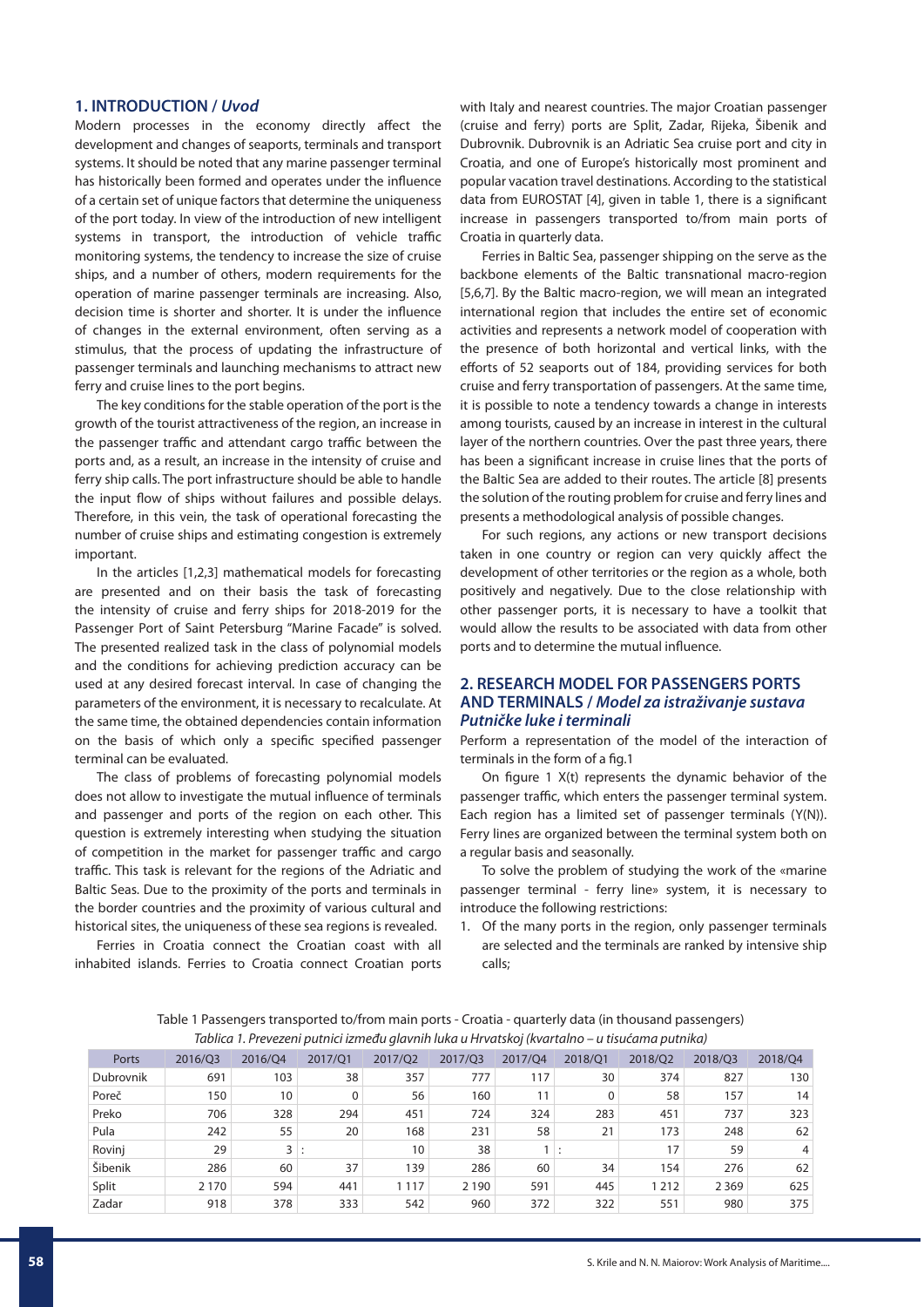## 1. INTRODUCTION / *Uvod*

Modern processes in the economy directly affect the development and changes of seaports, terminals and transport systems. It should be noted that any marine passenger terminal has historically been formed and operates under the influence of a certain set of unique factors that determine the uniqueness of the port today. In view of the introduction of new intelligent systems in transport, the introduction of vehicle traffic monitoring systems, the tendency to increase the size of cruise ships, and a number of others, modern requirements for the operation of marine passenger terminals are increasing. Also, decision time is shorter and shorter. It is under the influence of changes in the external environment, often serving as a stimulus, that the process of updating the infrastructure of passenger terminals and launching mechanisms to attract new ferry and cruise lines to the port begins.

The key conditions for the stable operation of the port is the growth of the tourist attractiveness of the region, an increase in the passenger traffic and attendant cargo traffic between the ports and, as a result, an increase in the intensity of cruise and ferry ship calls. The port infrastructure should be able to handle the input flow of ships without failures and possible delays. Therefore, in this vein, the task of operational forecasting the number of cruise ships and estimating congestion is extremely important.

In the articles [1,2,3] mathematical models for forecasting are presented and on their basis the task of forecasting the intensity of cruise and ferry ships for 2018-2019 for the Passenger Port of Saint Petersburg "Marine Facade" is solved. The presented realized task in the class of polynomial models and the conditions for achieving prediction accuracy can be used at any desired forecast interval. In case of changing the parameters of the environment, it is necessary to recalculate. At the same time, the obtained dependencies contain information on the basis of which only a specific specified passenger terminal can be evaluated.

The class of problems of forecasting polynomial models does not allow to investigate the mutual influence of terminals and passenger and ports of the region on each other. This question is extremely interesting when studying the situation of competition in the market for passenger traffic and cargo traffic. This task is relevant for the regions of the Adriatic and Baltic Seas. Due to the proximity of the ports and terminals in the border countries and the proximity of various cultural and historical sites, the uniqueness of these sea regions is revealed.

Ferries in Croatia connect the Croatian coast with all inhabited islands. Ferries to Croatia connect Croatian ports with Italy and nearest countries. The major Croatian passenger (cruise and ferry) ports are Split, Zadar, Rijeka, Šibenik and Dubrovnik. Dubrovnik is an Adriatic Sea cruise port and city in Croatia, and one of Europe's historically most prominent and popular vacation travel destinations. According to the statistical data from EUROSTAT [4], given in table 1, there is a significant increase in passengers transported to/from main ports of Croatia in quarterly data.

Ferries in Baltic Sea, passenger shipping on the serve as the backbone elements of the Baltic transnational macro-region [5,6,7]. By the Baltic macro-region, we will mean an integrated international region that includes the entire set of economic activities and represents a network model of cooperation with the presence of both horizontal and vertical links, with the efforts of 52 seaports out of 184, providing services for both cruise and ferry transportation of passengers. At the same time, it is possible to note a tendency towards a change in interests among tourists, caused by an increase in interest in the cultural layer of the northern countries. Over the past three years, there has been a significant increase in cruise lines that the ports of the Baltic Sea are added to their routes. The article [8] presents the solution of the routing problem for cruise and ferry lines and presents a methodological analysis of possible changes.

For such regions, any actions or new transport decisions taken in one country or region can very quickly affect the development of other territories or the region as a whole, both positively and negatively. Due to the close relationship with other passenger ports, it is necessary to have a toolkit that would allow the results to be associated with data from other ports and to determine the mutual influence.

## 2. RESEARCH MODEL FOR PASSENGERS PORTS AND TERMINALS / *Model za istraživanje sustava Putničke luke i terminali*

Perform a representation of the model of the interaction of terminals in the form of a fig.1

On figure 1 X(t) represents the dynamic behavior of the passenger traffic, which enters the passenger terminal system. Each region has a limited set of passenger terminals (Y(N)). Ferry lines are organized between the terminal system both on a regular basis and seasonally.

To solve the problem of studying the work of the «marine passenger terminal - ferry line» system, it is necessary to introduce the following restrictions:

1. Of the many ports in the region, only passenger terminals are selected and the terminals are ranked by intensive ship calls;

Table 1 Passengers transported to/from main ports - Croatia - quarterly data (in thousand passengers)
*Tablica 1. Prevezeni putnici između glavnih luka u Hrvatskoj (kvartalno – u tisućama putnika)*

| Ports | 2016/Q3 | 2016/Q4 | 2017/Q1 | 2017/Q2 | 2017/Q3 | 2017/Q4 | 2018/Q1 | 2018/Q2 | 2018/Q3 | 2018/Q4 |
|---|---|---|---|---|---|---|---|---|---|---|
| Dubrovnik | 691 | 103 | 38 | 357 | 777 | 117 | 30 | 374 | 827 | 130 |
| Poreč | 150 | 10 | 0 | 56 | 160 | 11 | 0 | 58 | 157 | 14 |
| Preko | 706 | 328 | 294 | 451 | 724 | 324 | 283 | 451 | 737 | 323 |
| Pula | 242 | 55 | 20 | 168 | 231 | 58 | 21 | 173 | 248 | 62 |
| Rovinj | 29 | 3 | : | 10 | 38 | 1 | : | 17 | 59 | 4 |
| Šibenik | 286 | 60 | 37 | 139 | 286 | 60 | 34 | 154 | 276 | 62 |
| Split | 2 170 | 594 | 441 | 1 117 | 2 190 | 591 | 445 | 1 212 | 2 369 | 625 |
| Zadar | 918 | 378 | 333 | 542 | 960 | 372 | 322 | 551 | 980 | 375 |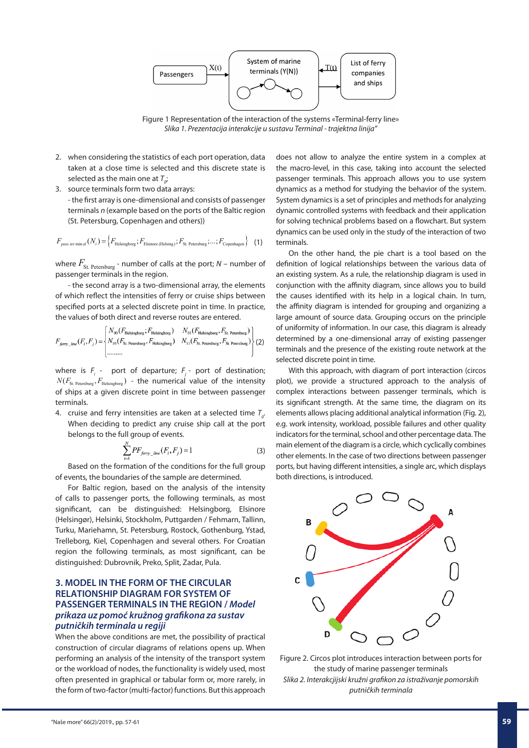Figure 1 Representation of the interaction of the systems «Terminal-ferry line»
*Slika 1. Prezentacija interakcije u sustavu Terminal - trajektna linija"*

2. when considering the statistics of each port operation, data taken at a close time is selected and this discrete state is selected as the main one at $T_0$;
3. source terminals form two data arrays:
   - the first array is one-dimensional and consists of passenger terminals *n* (example based on the ports of the Baltic region (St. Petersburg, Copenhagen and others))

$$F_{pass.ter\ min\ al}(N_i) = \left\{F_{\text{Helsingborg}}; F_{\text{Elsinore (Helsing)}}; F_{\text{St. Petersburg}}; \ldots; F_{\text{Copenhagen}}\right\} \quad (1)$$

where $F_{\text{St. Petersburg}}$ - number of calls at the port; $N$ – number of passenger terminals in the region.

- the second array is a two-dimensional array, the elements of which reflect the intensities of ferry or cruise ships between specified ports at a selected discrete point in time. In practice, the values of both direct and reverse routes are entered.

$$F_{ferry\_line}(F_i, F_j) = \begin{Bmatrix} N_{00}(F_{\text{Helsingborg}}; F_{\text{Helsingborg}}) & N_{01}(F_{\text{Helsingborg}}, F_{\text{St. Petersburg}}) \\ N_{10}(F_{\text{St. Petersburg}}; F_{\text{Helsingborg}}) & N_{11}(F_{\text{St. Petersburg}}, F_{\text{St. Petersburg}}) \\ \ldots\ldots\ldots & \end{Bmatrix} \quad (2)$$

where is $F_i$ - port of departure; $F_j$ - port of destination; $N(F_{\text{St. Petersburg}}, F_{\text{Helsingborg}})$ - the numerical value of the intensity of ships at a given discrete point in time between passenger terminals.

4. cruise and ferry intensities are taken at a selected time $T_0$. When deciding to predict any cruise ship call at the port belongs to the full group of events.

$$\sum_{i=1}^{N} PF_{ferry\_line}(F_i, F_j) = 1 \quad (3)$$

Based on the formation of the conditions for the full group of events, the boundaries of the sample are determined.

For Baltic region, based on the analysis of the intensity of calls to passenger ports, the following terminals, as most significant, can be distinguished: Helsingborg, Elsinore (Helsingør), Helsinki, Stockholm, Puttgarden / Fehmarn, Tallinn, Turku, Mariehamn, St. Petersburg, Rostock, Gothenburg, Ystad, Trelleborg, Kiel, Copenhagen and several others. For Croatian region the following terminals, as most significant, can be distinguished: Dubrovnik, Preko, Split, Zadar, Pula.

## 3. MODEL IN THE FORM OF THE CIRCULAR RELATIONSHIP DIAGRAM FOR SYSTEM OF PASSENGER TERMINALS IN THE REGION / *Model prikaza uz pomoć kružnog grafikona za sustav putničkih terminala u regiji*

When the above conditions are met, the possibility of practical construction of circular diagrams of relations opens up. When performing an analysis of the intensity of the transport system or the workload of nodes, the functionality is widely used, most often presented in graphical or tabular form or, more rarely, in the form of two-factor (multi-factor) functions. But this approach does not allow to analyze the entire system in a complex at the macro-level, in this case, taking into account the selected passenger terminals. This approach allows you to use system dynamics as a method for studying the behavior of the system. System dynamics is a set of principles and methods for analyzing dynamic controlled systems with feedback and their application for solving technical problems based on a flowchart. But system dynamics can be used only in the study of the interaction of two terminals.

On the other hand, the pie chart is a tool based on the definition of logical relationships between the various data of an existing system. As a rule, the relationship diagram is used in conjunction with the affinity diagram, since allows you to build the causes identified with its help in a logical chain. In turn, the affinity diagram is intended for grouping and organizing a large amount of source data. Grouping occurs on the principle of uniformity of information. In our case, this diagram is already determined by a one-dimensional array of existing passenger terminals and the presence of the existing route network at the selected discrete point in time.

With this approach, with diagram of port interaction (circos plot), we provide a structured approach to the analysis of complex interactions between passenger terminals, which is its significant strength. At the same time, the diagram on its elements allows placing additional analytical information (Fig. 2), e.g. work intensity, workload, possible failures and other quality indicators for the terminal, school and other percentage data. The main element of the diagram is a circle, which cyclically combines other elements. In the case of two directions between passenger ports, but having different intensities, a single arc, which displays both directions, is introduced.

Figure 2. Circos plot introduces interaction between ports for the study of marine passenger terminals
*Slika 2. Interakcijski kružni grafikon za istraživanje pomorskih putničkih terminala*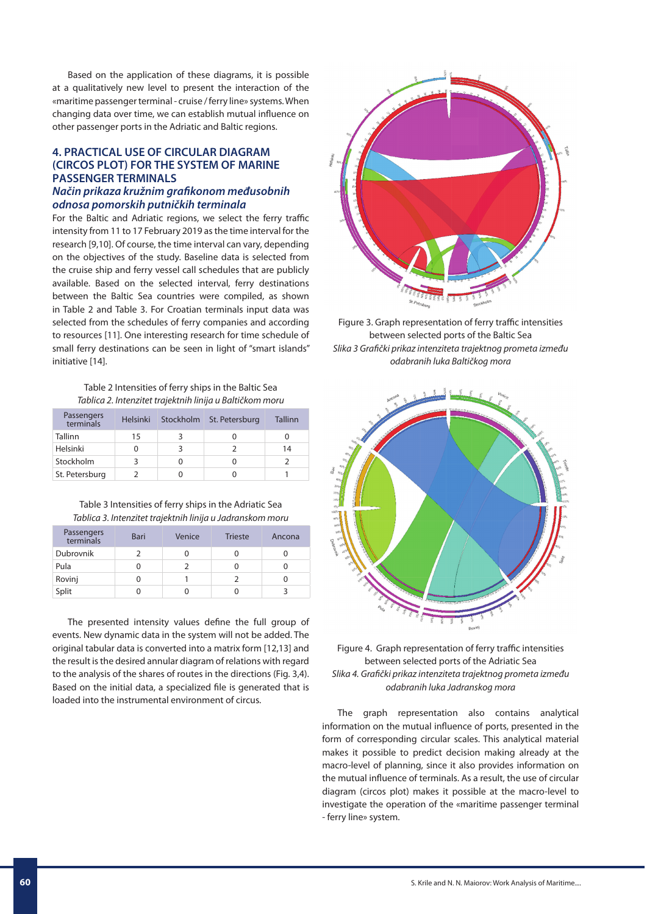Based on the application of these diagrams, it is possible at a qualitatively new level to present the interaction of the «maritime passenger terminal - cruise / ferry line» systems. When changing data over time, we can establish mutual influence on other passenger ports in the Adriatic and Baltic regions.

## 4. PRACTICAL USE OF CIRCULAR DIAGRAM (CIRCOS PLOT) FOR THE SYSTEM OF MARINE PASSENGER TERMINALS

### *Način prikaza kružnim grafikonom međusobnih odnosa pomorskih putničkih terminala*

For the Baltic and Adriatic regions, we select the ferry traffic intensity from 11 to 17 February 2019 as the time interval for the research [9,10]. Of course, the time interval can vary, depending on the objectives of the study. Baseline data is selected from the cruise ship and ferry vessel call schedules that are publicly available. Based on the selected interval, ferry destinations between the Baltic Sea countries were compiled, as shown in Table 2 and Table 3. For Croatian terminals input data was selected from the schedules of ferry companies and according to resources [11]. One interesting research for time schedule of small ferry destinations can be seen in light of "smart islands" initiative [14].

Table 2 Intensities of ferry ships in the Baltic Sea
*Tablica 2. Intenzitet trajektnih linija u Baltičkom moru*

| Passengers terminals | Helsinki | Stockholm | St. Petersburg | Tallinn |
|---|---|---|---|---|
| Tallinn | 15 | 3 | 0 | 0 |
| Helsinki | 0 | 3 | 2 | 14 |
| Stockholm | 3 | 0 | 0 | 2 |
| St. Petersburg | 2 | 0 | 0 | 1 |

Table 3 Intensities of ferry ships in the Adriatic Sea
*Tablica 3. Intenzitet trajektnih linija u Jadranskom moru*

| Passengers terminals | Bari | Venice | Trieste | Ancona |
|---|---|---|---|---|
| Dubrovnik | 2 | 0 | 0 | 0 |
| Pula | 0 | 2 | 0 | 0 |
| Rovinj | 0 | 1 | 2 | 0 |
| Split | 0 | 0 | 0 | 3 |

The presented intensity values define the full group of events. New dynamic data in the system will not be added. The original tabular data is converted into a matrix form [12,13] and the result is the desired annular diagram of relations with regard to the analysis of the shares of routes in the directions (Fig. 3,4). Based on the initial data, a specialized file is generated that is loaded into the instrumental environment of circus.

Figure 3. Graph representation of ferry traffic intensities between selected ports of the Baltic Sea
*Slika 3 Grafički prikaz intenziteta trajektnog prometa između odabranih luka Baltičkog mora*

Figure 4. Graph representation of ferry traffic intensities between selected ports of the Adriatic Sea
*Slika 4. Grafički prikaz intenziteta trajektnog prometa između odabranih luka Jadranskog mora*

The graph representation also contains analytical information on the mutual influence of ports, presented in the form of corresponding circular scales. This analytical material makes it possible to predict decision making already at the macro-level of planning, since it also provides information on the mutual influence of terminals. As a result, the use of circular diagram (circos plot) makes it possible at the macro-level to investigate the operation of the «maritime passenger terminal - ferry line» system.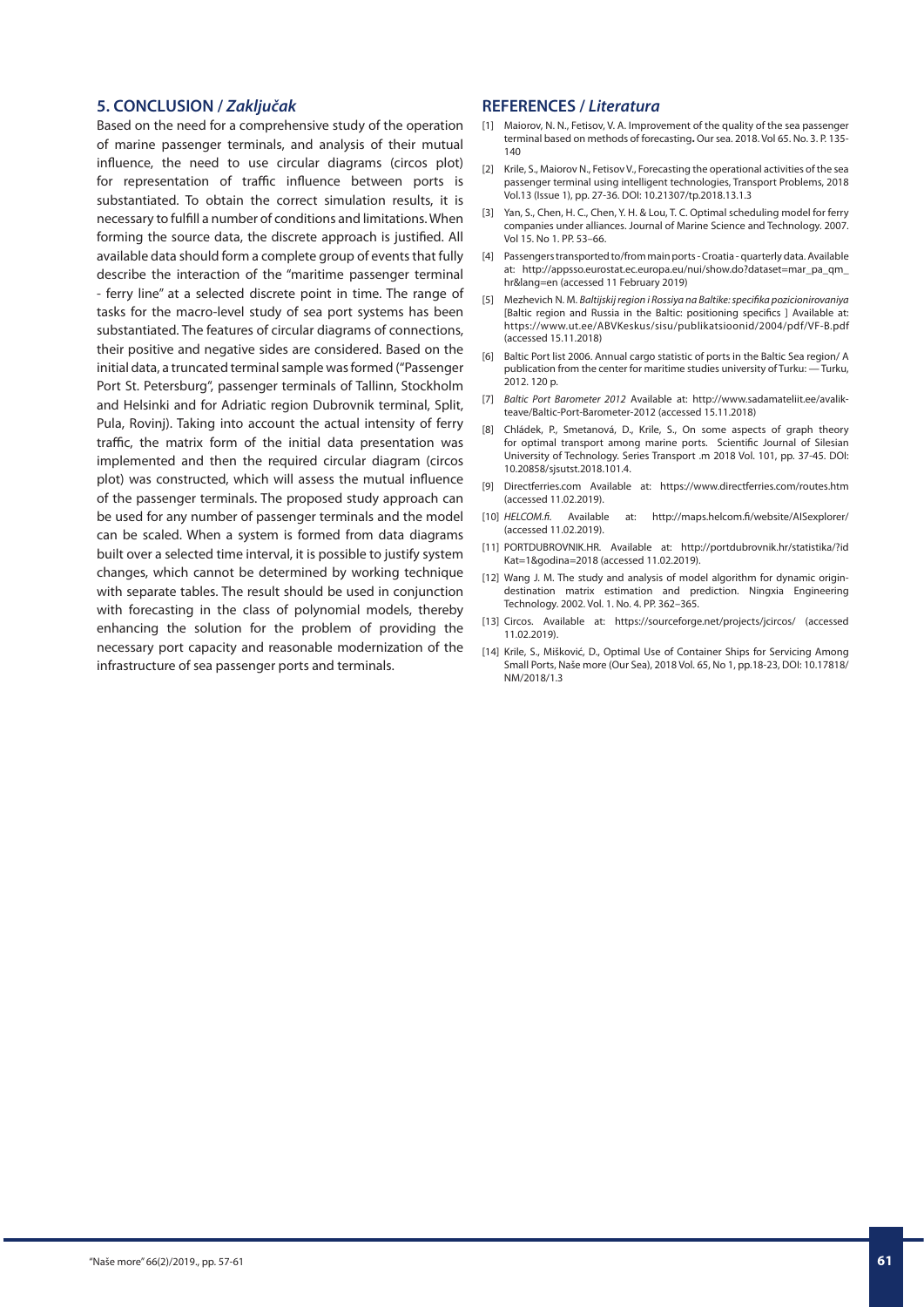## 5. CONCLUSION / *Zaključak*

Based on the need for a comprehensive study of the operation of marine passenger terminals, and analysis of their mutual influence, the need to use circular diagrams (circos plot) for representation of traffic influence between ports is substantiated. To obtain the correct simulation results, it is necessary to fulfill a number of conditions and limitations. When forming the source data, the discrete approach is justified. All available data should form a complete group of events that fully describe the interaction of the "maritime passenger terminal - ferry line" at a selected discrete point in time. The range of tasks for the macro-level study of sea port systems has been substantiated. The features of circular diagrams of connections, their positive and negative sides are considered. Based on the initial data, a truncated terminal sample was formed ("Passenger Port St. Petersburg", passenger terminals of Tallinn, Stockholm and Helsinki and for Adriatic region Dubrovnik terminal, Split, Pula, Rovinj). Taking into account the actual intensity of ferry traffic, the matrix form of the initial data presentation was implemented and then the required circular diagram (circos plot) was constructed, which will assess the mutual influence of the passenger terminals. The proposed study approach can be used for any number of passenger terminals and the model can be scaled. When a system is formed from data diagrams built over a selected time interval, it is possible to justify system changes, which cannot be determined by working technique with separate tables. The result should be used in conjunction with forecasting in the class of polynomial models, thereby enhancing the solution for the problem of providing the necessary port capacity and reasonable modernization of the infrastructure of sea passenger ports and terminals.

## REFERENCES / *Literatura*

[1] Maiorov, N. N., Fetisov, V. A. Improvement of the quality of the sea passenger terminal based on methods of forecasting**.** Our sea. 2018. Vol 65. No. 3. P. 135-140

[2] Krile, S., Maiorov N., Fetisov V., Forecasting the operational activities of the sea passenger terminal using intelligent technologies, Transport Problems, 2018 Vol.13 (Issue 1), pp. 27-36. DOI: 10.21307/tp.2018.13.1.3

[3] Yan, S., Chen, H. C., Chen, Y. H. & Lou, T. C. Optimal scheduling model for ferry companies under alliances. Journal of Marine Science and Technology. 2007. Vol 15. No 1. PP. 53–66.

[4] Passengers transported to/from main ports - Croatia - quarterly data. Available at: http://appsso.eurostat.ec.europa.eu/nui/show.do?dataset=mar_pa_qm_hr&lang=en (accessed 11 February 2019)

[5] Mezhevich N. M. *Baltijskij region i Rossiya na Baltike: specifika pozicionirovaniya* [Baltic region and Russia in the Baltic: positioning specifics ] Available at: https://www.ut.ee/ABVKeskus/sisu/publikatsioonid/2004/pdf/VF-B.pdf (accessed 15.11.2018)

[6] Baltic Port list 2006. Annual cargo statistic of ports in the Baltic Sea region/ A publication from the center for maritime studies university of Turku: — Turku, 2012. 120 p.

[7] *Baltic Port Barometer 2012* Available at: http://www.sadamateliit.ee/avalik-teave/Baltic-Port-Barometer-2012 (accessed 15.11.2018)

[8] Chládek, P., Smetanová, D., Krile, S., On some aspects of graph theory for optimal transport among marine ports. Scientific Journal of Silesian University of Technology. Series Transport .m 2018 Vol. 101, pp. 37-45. DOI: 10.20858/sjsutst.2018.101.4.

[9] Directferries.com Available at: https://www.directferries.com/routes.htm (accessed 11.02.2019).

[10] *HELCOM.fi.* Available at: http://maps.helcom.fi/website/AISexplorer/ (accessed 11.02.2019).

[11] PORTDUBROVNIK.HR. Available at: http://portdubrovnik.hr/statistika/?idKat=1&godina=2018 (accessed 11.02.2019).

[12] Wang J. M. The study and analysis of model algorithm for dynamic origin-destination matrix estimation and prediction. Ningxia Engineering Technology. 2002. Vol. 1. No. 4. PP. 362–365.

[13] Circos. Available at: https://sourceforge.net/projects/jcircos/ (accessed 11.02.2019).

[14] Krile, S., Mišković, D., Optimal Use of Container Ships for Servicing Among Small Ports, Naše more (Our Sea), 2018 Vol. 65, No 1, pp.18-23, DOI: 10.17818/NM/2018/1.3